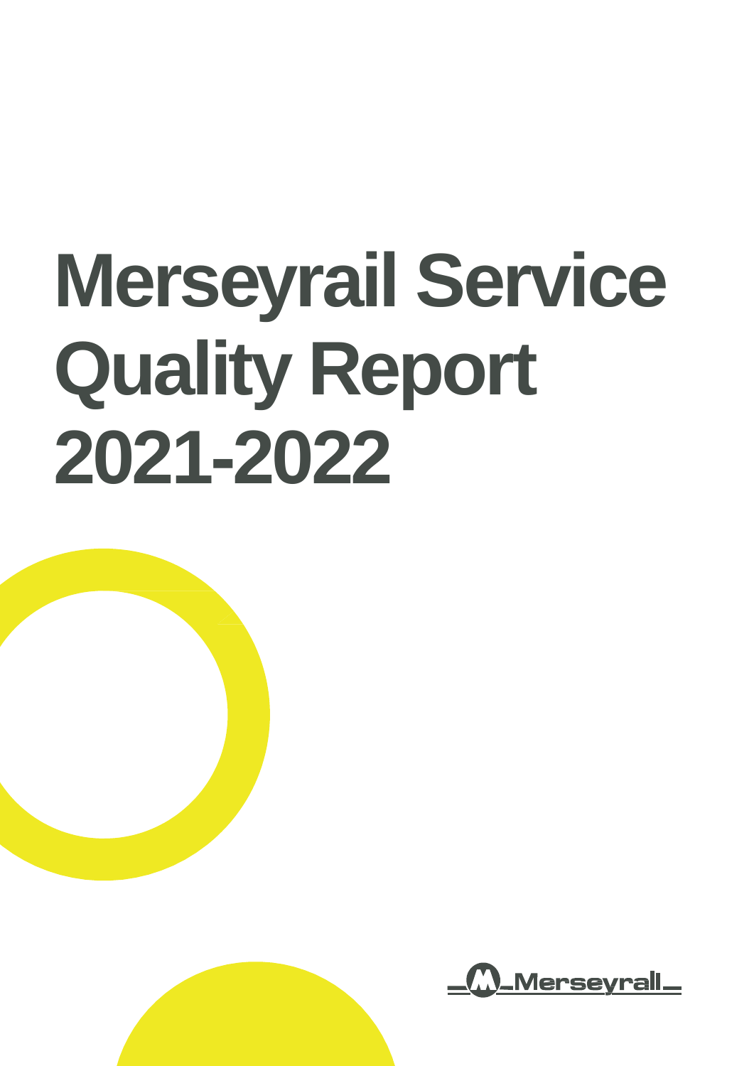# Merseyrail Service Quality Report 2021-2022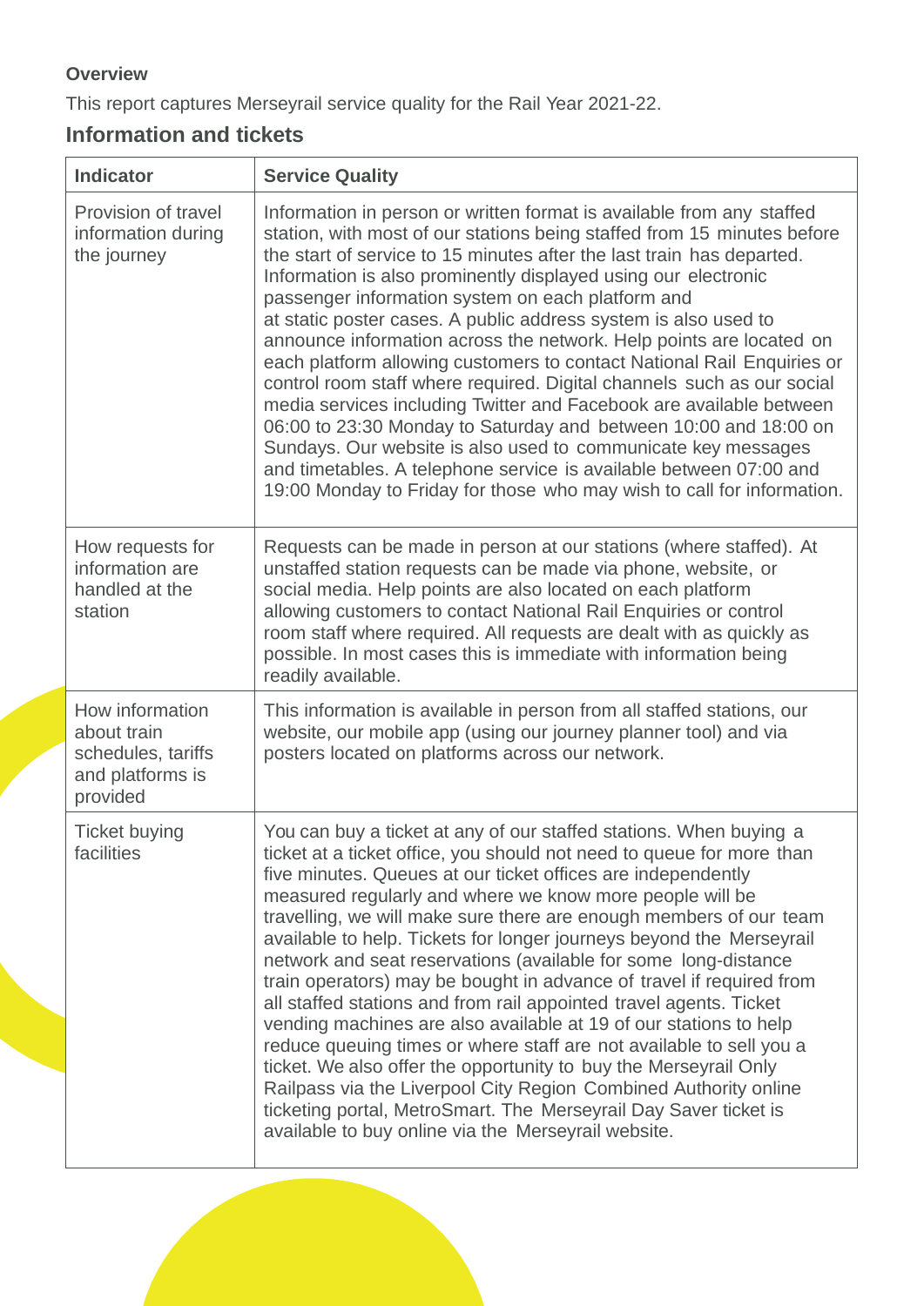**Overview**

This report captures Merseyrail service quality for the Rail Year 2021-22.

## Information and tickets

| Indicator | Service Quality |
|---|---|
| Provision of travel information during the journey | Information in person or written format is available from any staffed station, with most of our stations being staffed from 15 minutes before the start of service to 15 minutes after the last train has departed. Information is also prominently displayed using our electronic passenger information system on each platform and at static poster cases. A public address system is also used to announce information across the network. Help points are located on each platform allowing customers to contact National Rail Enquiries or control room staff where required. Digital channels such as our social media services including Twitter and Facebook are available between 06:00 to 23:30 Monday to Saturday and between 10:00 and 18:00 on Sundays. Our website is also used to communicate key messages and timetables. A telephone service is available between 07:00 and 19:00 Monday to Friday for those who may wish to call for information. |
| How requests for information are handled at the station | Requests can be made in person at our stations (where staffed). At unstaffed station requests can be made via phone, website, or social media. Help points are also located on each platform allowing customers to contact National Rail Enquiries or control room staff where required. All requests are dealt with as quickly as possible. In most cases this is immediate with information being readily available. |
| How information about train schedules, tariffs and platforms is provided | This information is available in person from all staffed stations, our website, our mobile app (using our journey planner tool) and via posters located on platforms across our network. |
| Ticket buying facilities | You can buy a ticket at any of our staffed stations. When buying a ticket at a ticket office, you should not need to queue for more than five minutes. Queues at our ticket offices are independently measured regularly and where we know more people will be travelling, we will make sure there are enough members of our team available to help. Tickets for longer journeys beyond the Merseyrail network and seat reservations (available for some long-distance train operators) may be bought in advance of travel if required from all staffed stations and from rail appointed travel agents. Ticket vending machines are also available at 19 of our stations to help reduce queuing times or where staff are not available to sell you a ticket. We also offer the opportunity to buy the Merseyrail Only Railpass via the Liverpool City Region Combined Authority online ticketing portal, MetroSmart. The Merseyrail Day Saver ticket is available to buy online via the Merseyrail website. |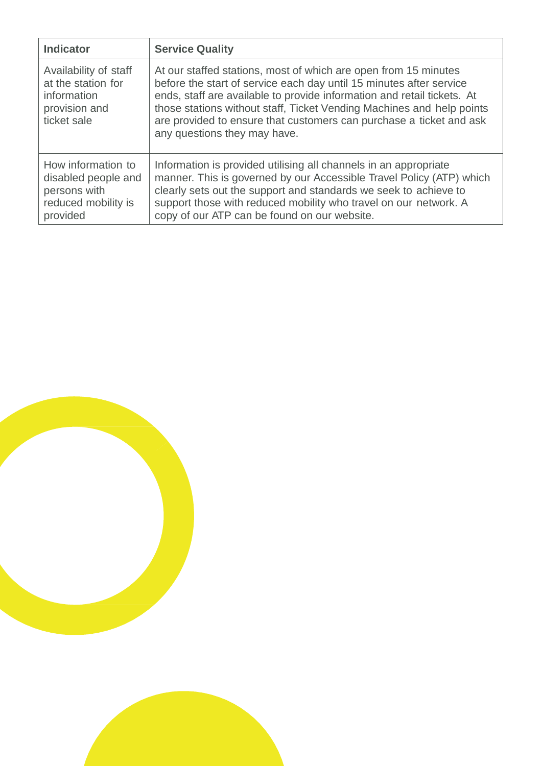| Indicator | Service Quality |
| --- | --- |
| Availability of staff at the station for information provision and ticket sale | At our staffed stations, most of which are open from 15 minutes before the start of service each day until 15 minutes after service ends, staff are available to provide information and retail tickets. At those stations without staff, Ticket Vending Machines and help points are provided to ensure that customers can purchase a ticket and ask any questions they may have. |
| How information to disabled people and persons with reduced mobility is provided | Information is provided utilising all channels in an appropriate manner. This is governed by our Accessible Travel Policy (ATP) which clearly sets out the support and standards we seek to achieve to support those with reduced mobility who travel on our network. A copy of our ATP can be found on our website. |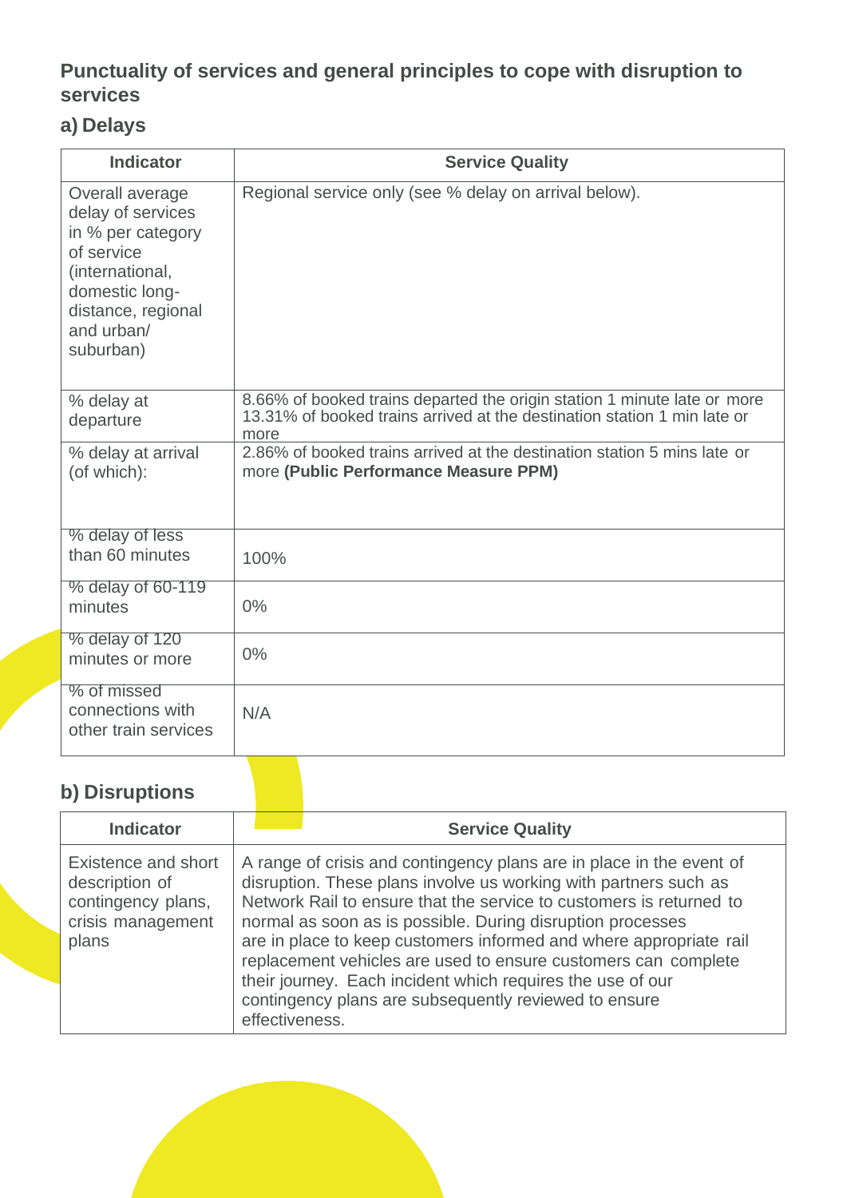## Punctuality of services and general principles to cope with disruption to services

### a) Delays

| Indicator | Service Quality |
|---|---|
| Overall average delay of services in % per category of service (international, domestic long-distance, regional and urban/ suburban) | Regional service only (see % delay on arrival below). |
| % delay at departure | 8.66% of booked trains departed the origin station 1 minute late or more 13.31% of booked trains arrived at the destination station 1 min late or more |
| % delay at arrival (of which): | 2.86% of booked trains arrived at the destination station 5 mins late or more **(Public Performance Measure PPM)** |
| % delay of less than 60 minutes | 100% |
| % delay of 60-119 minutes | 0% |
| % delay of 120 minutes or more | 0% |
| % of missed connections with other train services | N/A |

### b) Disruptions

| Indicator | Service Quality |
|---|---|
| Existence and short description of contingency plans, crisis management plans | A range of crisis and contingency plans are in place in the event of disruption. These plans involve us working with partners such as Network Rail to ensure that the service to customers is returned to normal as soon as is possible. During disruption processes are in place to keep customers informed and where appropriate rail replacement vehicles are used to ensure customers can complete their journey. Each incident which requires the use of our contingency plans are subsequently reviewed to ensure effectiveness. |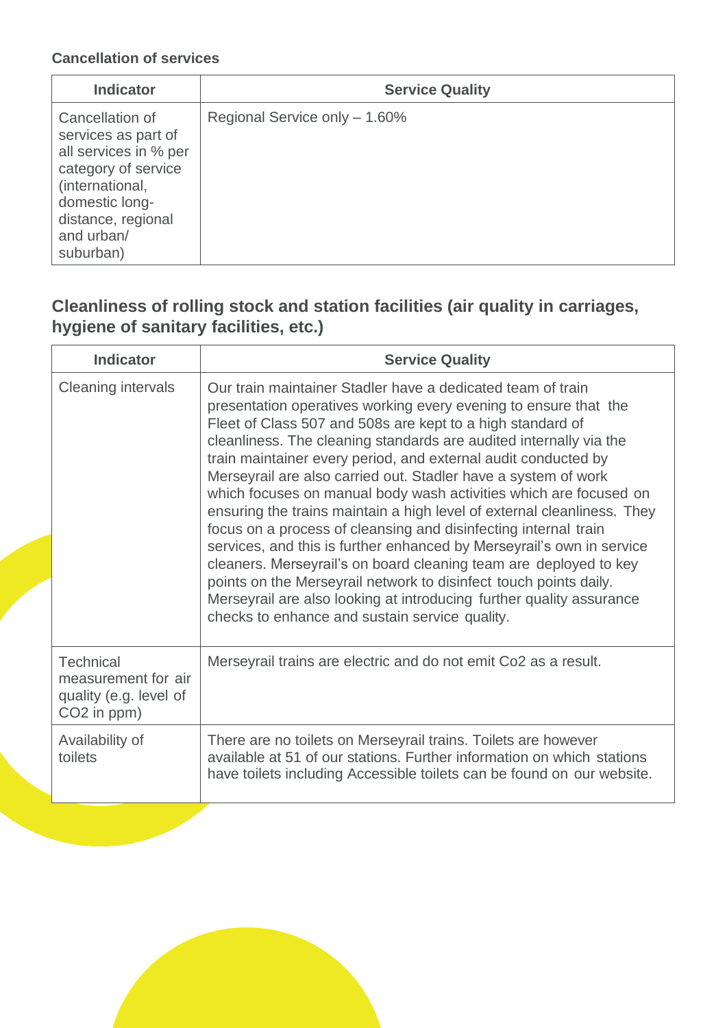**Cancellation of services**

| Indicator | Service Quality |
| --- | --- |
| Cancellation of services as part of all services in % per category of service (international, domestic long-distance, regional and urban/ suburban) | Regional Service only – 1.60% |

## Cleanliness of rolling stock and station facilities (air quality in carriages, hygiene of sanitary facilities, etc.)

| Indicator | Service Quality |
| --- | --- |
| Cleaning intervals | Our train maintainer Stadler have a dedicated team of train presentation operatives working every evening to ensure that the Fleet of Class 507 and 508s are kept to a high standard of cleanliness. The cleaning standards are audited internally via the train maintainer every period, and external audit conducted by Merseyrail are also carried out. Stadler have a system of work which focuses on manual body wash activities which are focused on ensuring the trains maintain a high level of external cleanliness. They focus on a process of cleansing and disinfecting internal train services, and this is further enhanced by Merseyrail's own in service cleaners. Merseyrail's on board cleaning team are deployed to key points on the Merseyrail network to disinfect touch points daily. Merseyrail are also looking at introducing further quality assurance checks to enhance and sustain service quality. |
| Technical measurement for air quality (e.g. level of $CO_2$ in ppm) | Merseyrail trains are electric and do not emit $Co_2$ as a result. |
| Availability of toilets | There are no toilets on Merseyrail trains. Toilets are however available at 51 of our stations. Further information on which stations have toilets including Accessible toilets can be found on our website. |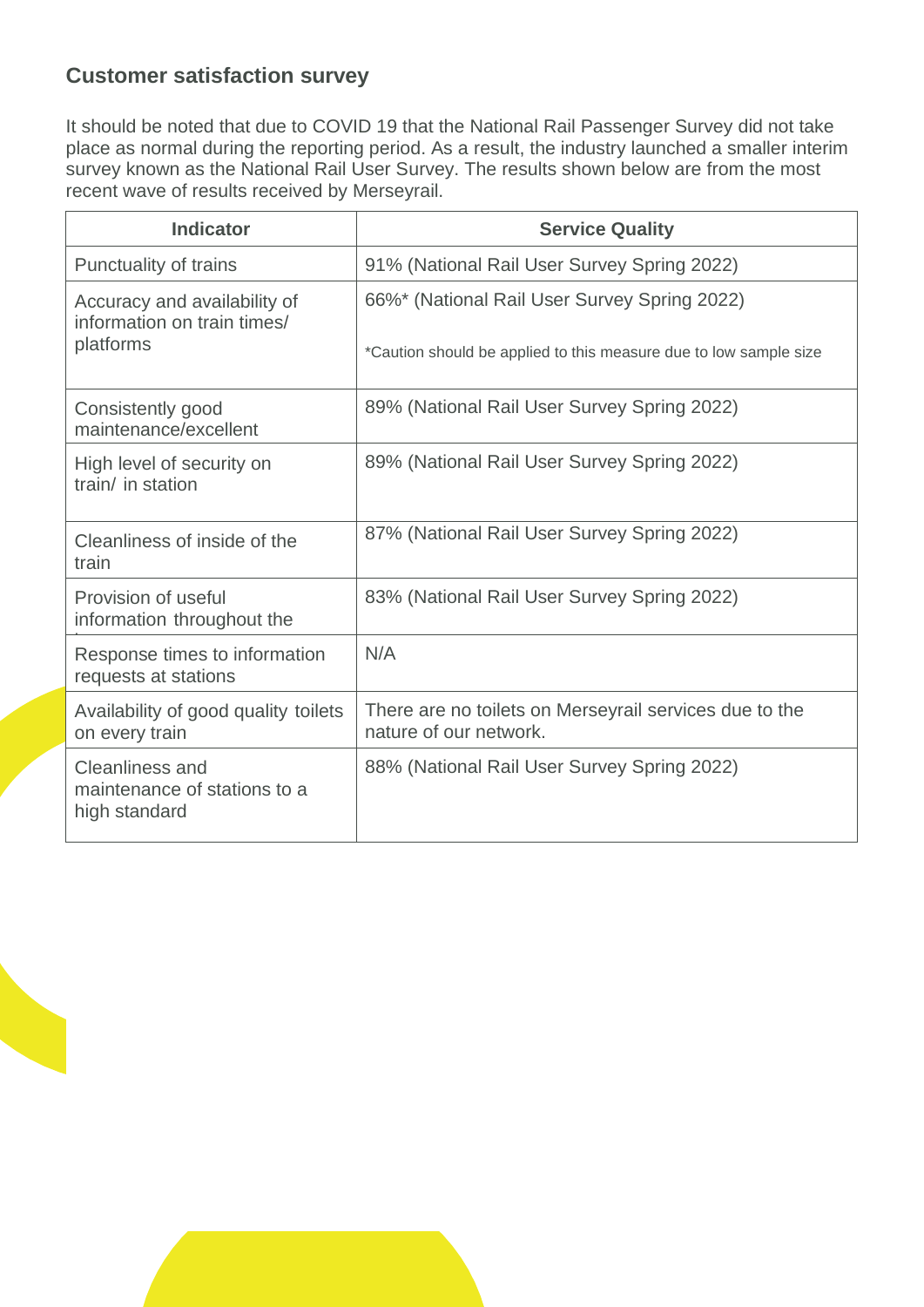## Customer satisfaction survey

It should be noted that due to COVID 19 that the National Rail Passenger Survey did not take place as normal during the reporting period. As a result, the industry launched a smaller interim survey known as the National Rail User Survey. The results shown below are from the most recent wave of results received by Merseyrail.

| Indicator | Service Quality |
|---|---|
| Punctuality of trains | 91% (National Rail User Survey Spring 2022) |
| Accuracy and availability of information on train times/ platforms | 66%* (National Rail User Survey Spring 2022)<br><br>*Caution should be applied to this measure due to low sample size |
| Consistently good maintenance/excellent | 89% (National Rail User Survey Spring 2022) |
| High level of security on train/ in station | 89% (National Rail User Survey Spring 2022) |
| Cleanliness of inside of the train | 87% (National Rail User Survey Spring 2022) |
| Provision of useful information throughout the | 83% (National Rail User Survey Spring 2022) |
| Response times to information requests at stations | N/A |
| Availability of good quality toilets on every train | There are no toilets on Merseyrail services due to the nature of our network. |
| Cleanliness and maintenance of stations to a high standard | 88% (National Rail User Survey Spring 2022) |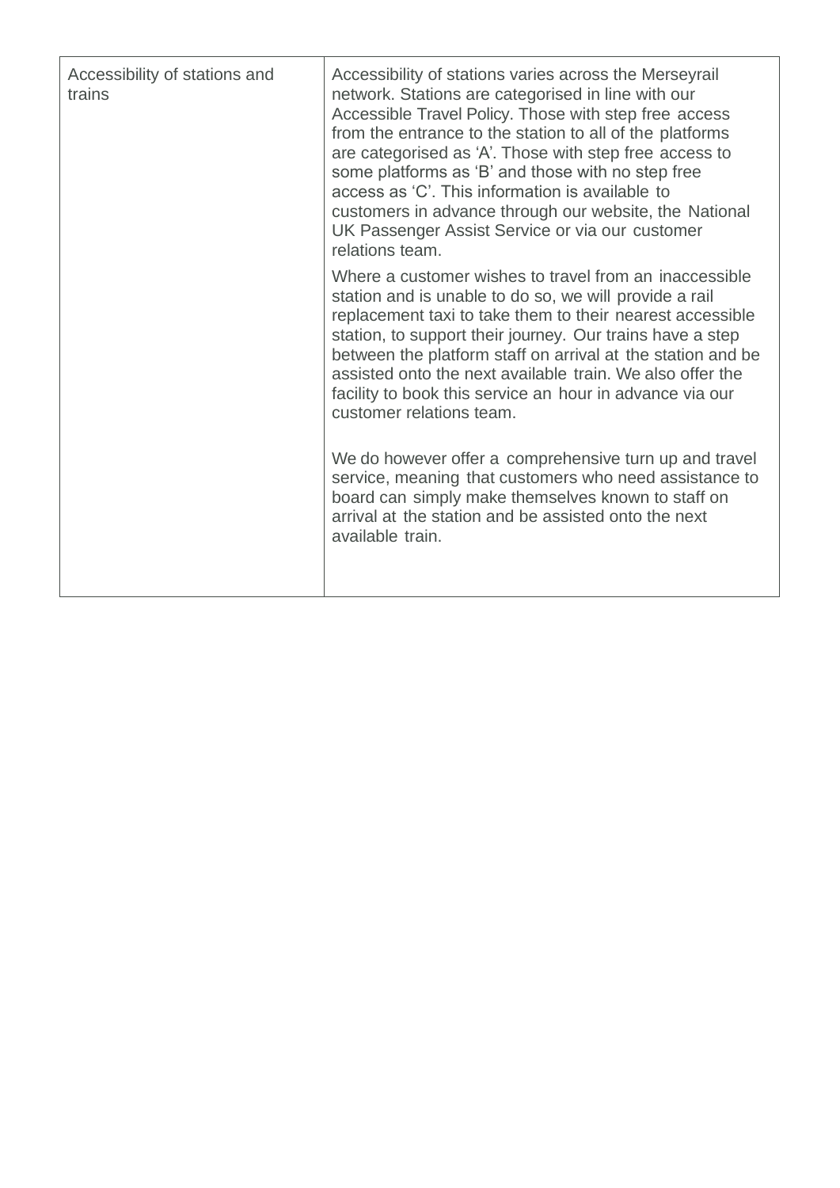| Accessibility of stations and trains | Accessibility of stations varies across the Merseyrail network. Stations are categorised in line with our Accessible Travel Policy. Those with step free access from the entrance to the station to all of the platforms are categorised as 'A'. Those with step free access to some platforms as 'B' and those with no step free access as 'C'. This information is available to customers in advance through our website, the National UK Passenger Assist Service or via our customer relations team.<br><br>Where a customer wishes to travel from an inaccessible station and is unable to do so, we will provide a rail replacement taxi to take them to their nearest accessible station, to support their journey. Our trains have a step between the platform staff on arrival at the station and be assisted onto the next available train. We also offer the facility to book this service an hour in advance via our customer relations team.<br><br>We do however offer a comprehensive turn up and travel service, meaning that customers who need assistance to board can simply make themselves known to staff on arrival at the station and be assisted onto the next available train. |
| --- | --- |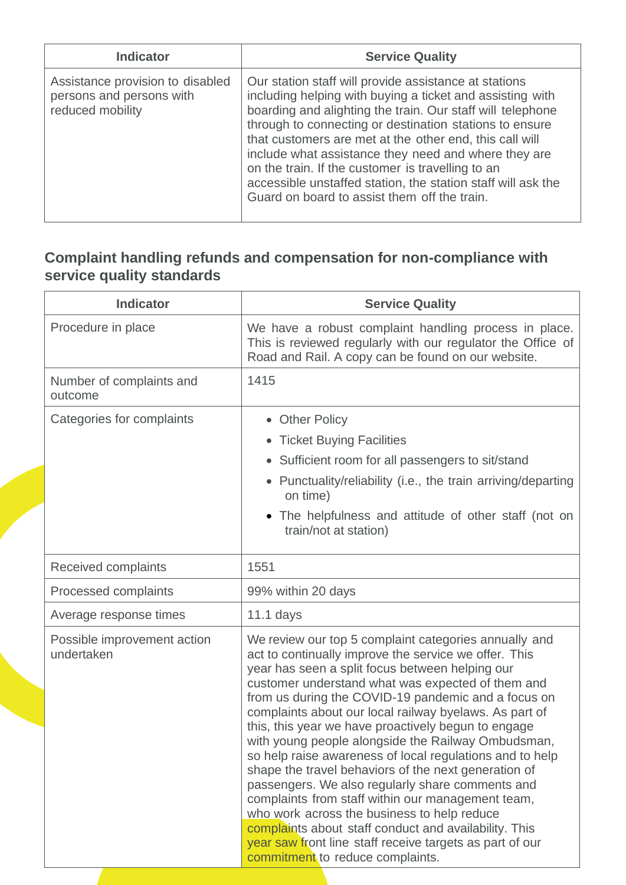| Indicator | Service Quality |
|---|---|
| Assistance provision to disabled persons and persons with reduced mobility | Our station staff will provide assistance at stations including helping with buying a ticket and assisting with boarding and alighting the train. Our staff will telephone through to connecting or destination stations to ensure that customers are met at the other end, this call will include what assistance they need and where they are on the train. If the customer is travelling to an accessible unstaffed station, the station staff will ask the Guard on board to assist them off the train. |

## Complaint handling refunds and compensation for non-compliance with service quality standards

| Indicator | Service Quality |
|---|---|
| Procedure in place | We have a robust complaint handling process in place. This is reviewed regularly with our regulator the Office of Road and Rail. A copy can be found on our website. |
| Number of complaints and outcome | 1415 |
| Categories for complaints | • Other Policy<br>• Ticket Buying Facilities<br>• Sufficient room for all passengers to sit/stand<br>• Punctuality/reliability (i.e., the train arriving/departing on time)<br>• The helpfulness and attitude of other staff (not on train/not at station) |
| Received complaints | 1551 |
| Processed complaints | 99% within 20 days |
| Average response times | 11.1 days |
| Possible improvement action undertaken | We review our top 5 complaint categories annually and act to continually improve the service we offer. This year has seen a split focus between helping our customer understand what was expected of them and from us during the COVID-19 pandemic and a focus on complaints about our local railway byelaws. As part of this, this year we have proactively begun to engage with young people alongside the Railway Ombudsman, so help raise awareness of local regulations and to help shape the travel behaviors of the next generation of passengers. We also regularly share comments and complaints from staff within our management team, who work across the business to help reduce complaints about staff conduct and availability. This year saw front line staff receive targets as part of our commitment to reduce complaints. |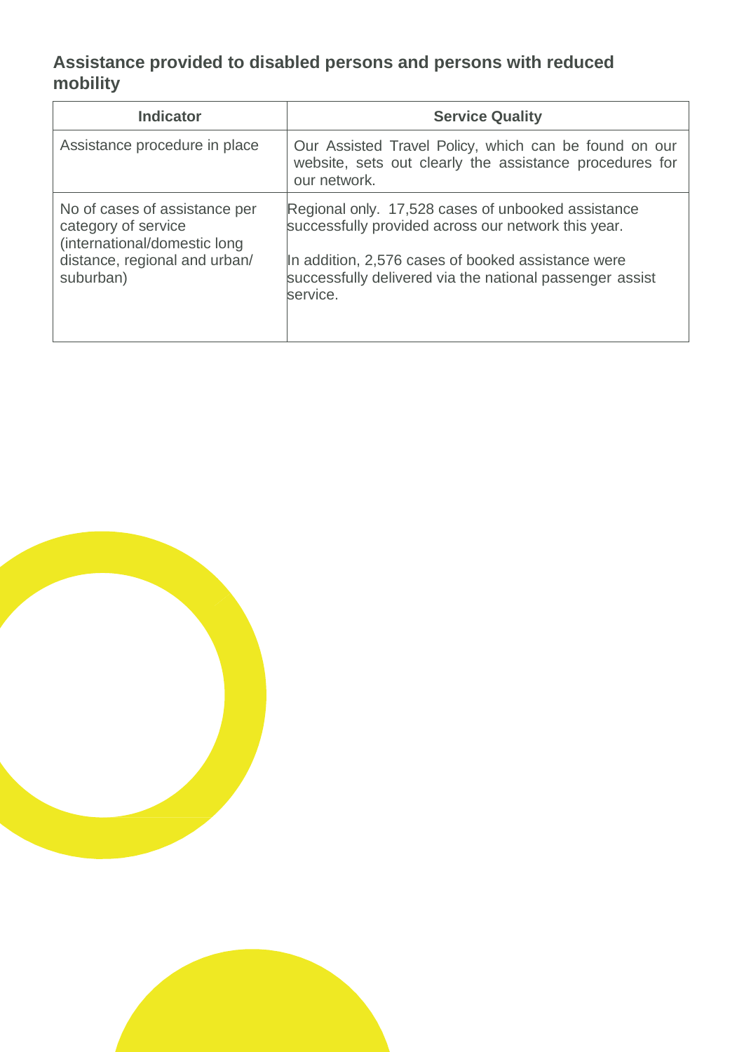## Assistance provided to disabled persons and persons with reduced mobility

| Indicator | Service Quality |
|---|---|
| Assistance procedure in place | Our Assisted Travel Policy, which can be found on our website, sets out clearly the assistance procedures for our network. |
| No of cases of assistance per category of service (international/domestic long distance, regional and urban/ suburban) | Regional only. 17,528 cases of unbooked assistance successfully provided across our network this year.<br><br>In addition, 2,576 cases of booked assistance were successfully delivered via the national passenger assist service. |